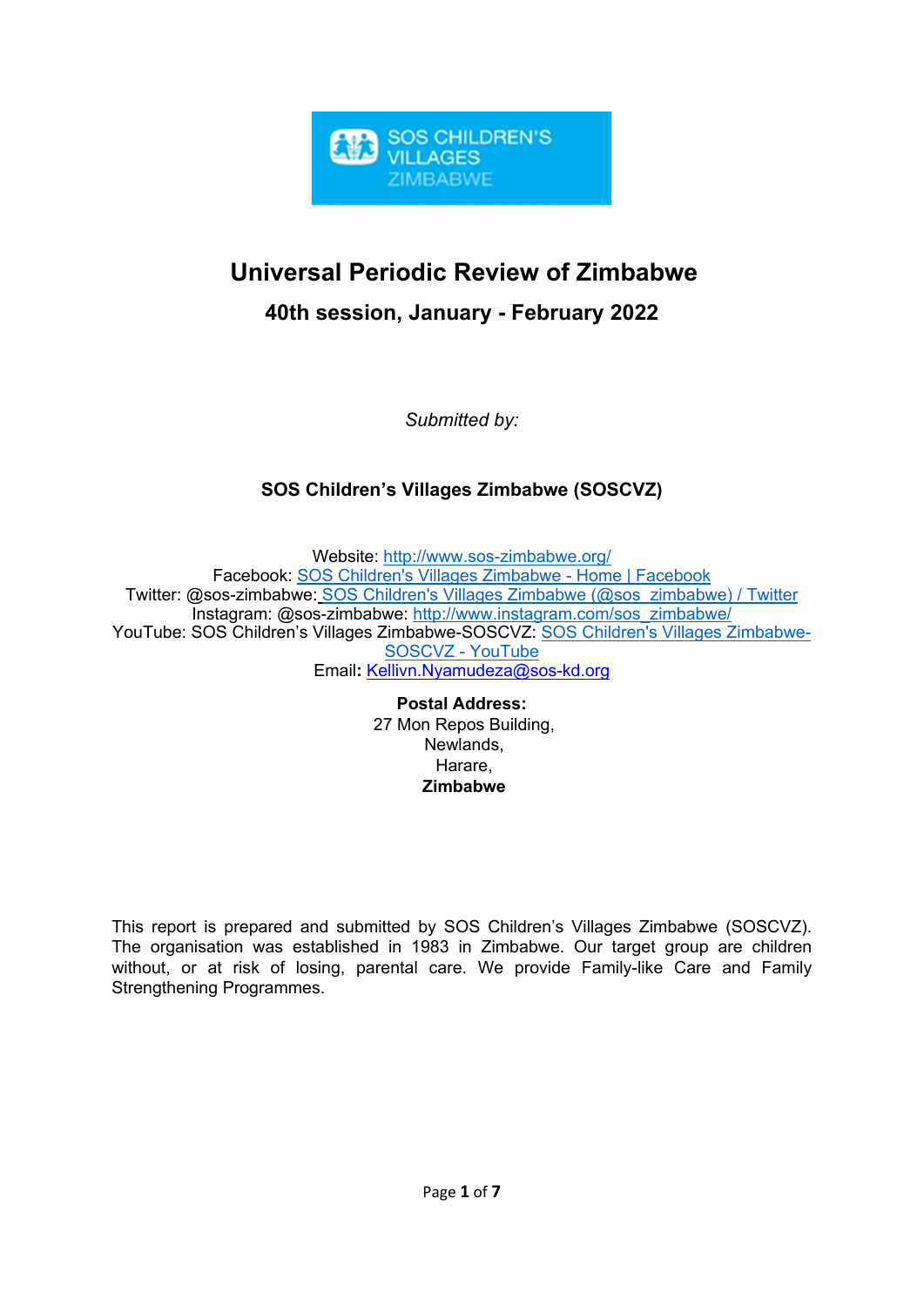# Universal Periodic Review of Zimbabwe

## 40th session, January - February 2022

*Submitted by:*

**SOS Children's Villages Zimbabwe (SOSCVZ)**

Website: http://www.sos-zimbabwe.org/
Facebook: SOS Children's Villages Zimbabwe - Home | Facebook
Twitter: @sos-zimbabwe: SOS Children's Villages Zimbabwe (@sos_zimbabwe) / Twitter
Instagram: @sos-zimbabwe: http://www.instagram.com/sos_zimbabwe/
YouTube: SOS Children's Villages Zimbabwe-SOSCVZ: SOS Children's Villages Zimbabwe-SOSCVZ - YouTube
Email**:** Kellivn.Nyamudeza@sos-kd.org

**Postal Address:**
27 Mon Repos Building,
Newlands,
Harare,
**Zimbabwe**

This report is prepared and submitted by SOS Children's Villages Zimbabwe (SOSCVZ). The organisation was established in 1983 in Zimbabwe. Our target group are children without, or at risk of losing, parental care. We provide Family-like Care and Family Strengthening Programmes.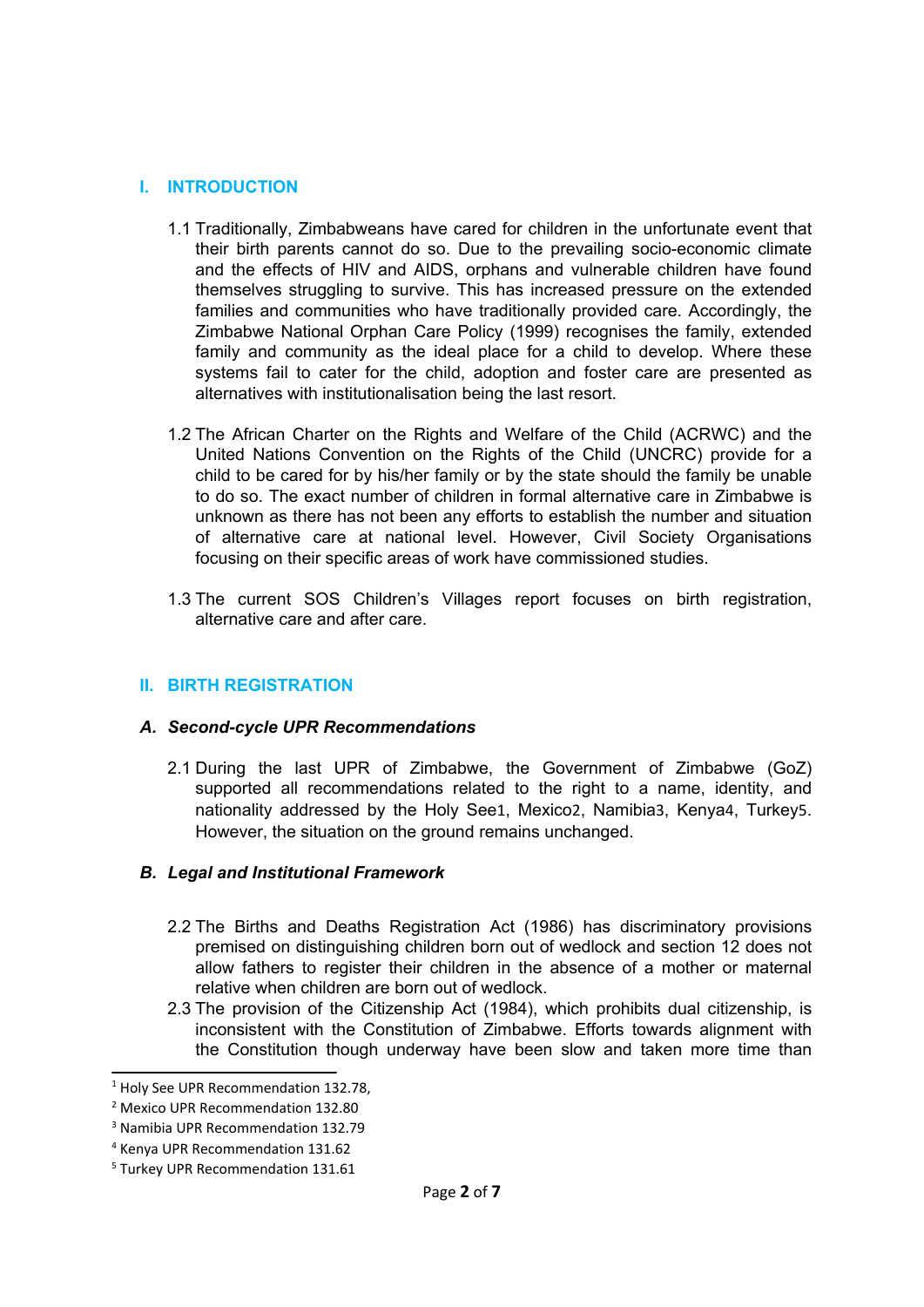## I. INTRODUCTION

1.1 Traditionally, Zimbabweans have cared for children in the unfortunate event that their birth parents cannot do so. Due to the prevailing socio-economic climate and the effects of HIV and AIDS, orphans and vulnerable children have found themselves struggling to survive. This has increased pressure on the extended families and communities who have traditionally provided care. Accordingly, the Zimbabwe National Orphan Care Policy (1999) recognises the family, extended family and community as the ideal place for a child to develop. Where these systems fail to cater for the child, adoption and foster care are presented as alternatives with institutionalisation being the last resort.

1.2 The African Charter on the Rights and Welfare of the Child (ACRWC) and the United Nations Convention on the Rights of the Child (UNCRC) provide for a child to be cared for by his/her family or by the state should the family be unable to do so. The exact number of children in formal alternative care in Zimbabwe is unknown as there has not been any efforts to establish the number and situation of alternative care at national level. However, Civil Society Organisations focusing on their specific areas of work have commissioned studies.

1.3 The current SOS Children's Villages report focuses on birth registration, alternative care and after care.

## II. BIRTH REGISTRATION

### A. *Second-cycle UPR Recommendations*

2.1 During the last UPR of Zimbabwe, the Government of Zimbabwe (GoZ) supported all recommendations related to the right to a name, identity, and nationality addressed by the Holy See[1], Mexico[2], Namibia[3], Kenya[4], Turkey[5]. However, the situation on the ground remains unchanged.

### B. *Legal and Institutional Framework*

2.2 The Births and Deaths Registration Act (1986) has discriminatory provisions premised on distinguishing children born out of wedlock and section 12 does not allow fathers to register their children in the absence of a mother or maternal relative when children are born out of wedlock.

2.3 The provision of the Citizenship Act (1984), which prohibits dual citizenship, is inconsistent with the Constitution of Zimbabwe. Efforts towards alignment with the Constitution though underway have been slow and taken more time than

---

[1] Holy See UPR Recommendation 132.78,

[2] Mexico UPR Recommendation 132.80

[3] Namibia UPR Recommendation 132.79

[4] Kenya UPR Recommendation 131.62

[5] Turkey UPR Recommendation 131.61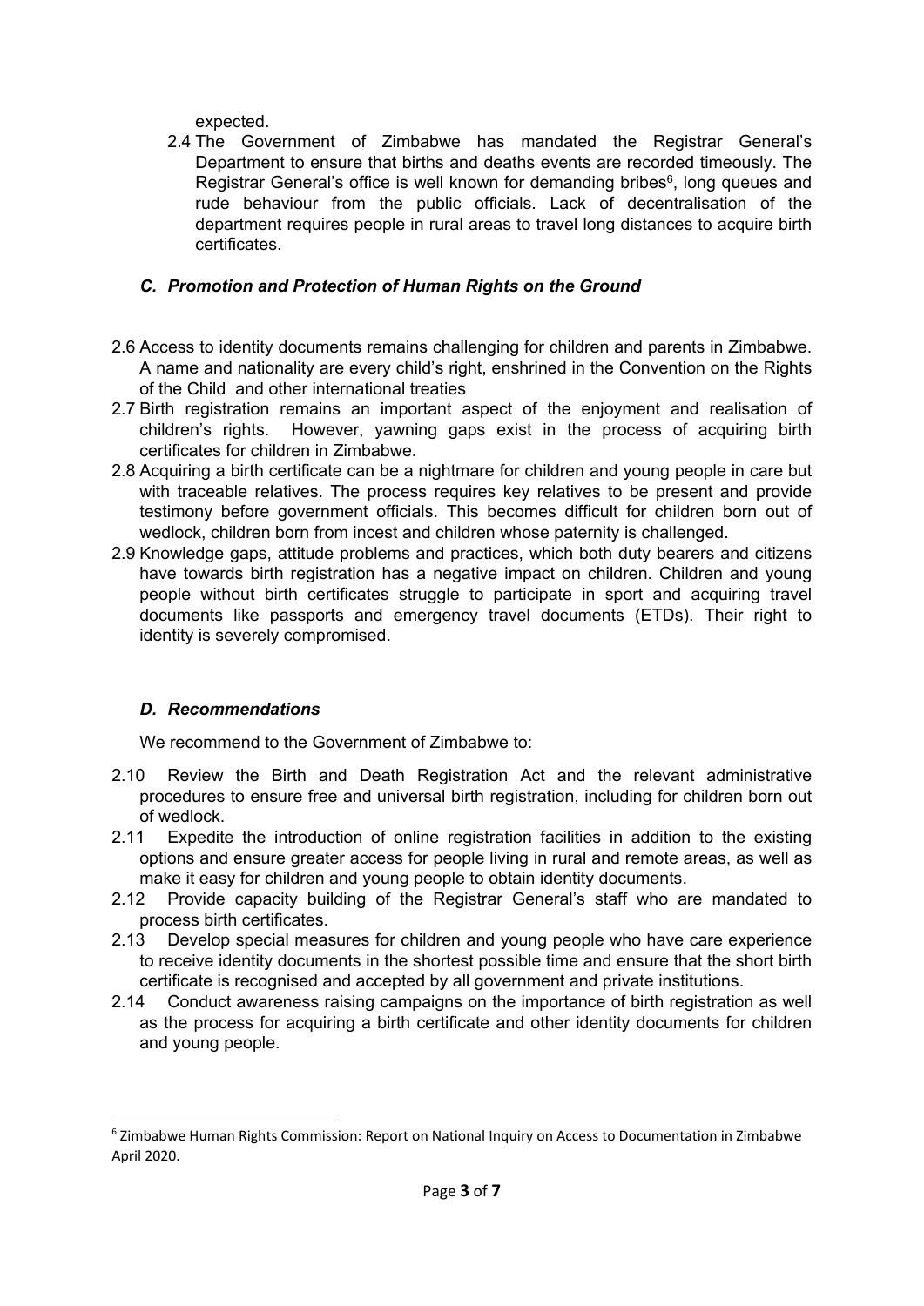expected.

2.4 The Government of Zimbabwe has mandated the Registrar General's Department to ensure that births and deaths events are recorded timeously. The Registrar General's office is well known for demanding bribes[6], long queues and rude behaviour from the public officials. Lack of decentralisation of the department requires people in rural areas to travel long distances to acquire birth certificates.

### *C. Promotion and Protection of Human Rights on the Ground*

2.6 Access to identity documents remains challenging for children and parents in Zimbabwe. A name and nationality are every child's right, enshrined in the Convention on the Rights of the Child and other international treaties

2.7 Birth registration remains an important aspect of the enjoyment and realisation of children's rights. However, yawning gaps exist in the process of acquiring birth certificates for children in Zimbabwe.

2.8 Acquiring a birth certificate can be a nightmare for children and young people in care but with traceable relatives. The process requires key relatives to be present and provide testimony before government officials. This becomes difficult for children born out of wedlock, children born from incest and children whose paternity is challenged.

2.9 Knowledge gaps, attitude problems and practices, which both duty bearers and citizens have towards birth registration has a negative impact on children. Children and young people without birth certificates struggle to participate in sport and acquiring travel documents like passports and emergency travel documents (ETDs). Their right to identity is severely compromised.

### *D. Recommendations*

We recommend to the Government of Zimbabwe to:

2.10 Review the Birth and Death Registration Act and the relevant administrative procedures to ensure free and universal birth registration, including for children born out of wedlock.

2.11 Expedite the introduction of online registration facilities in addition to the existing options and ensure greater access for people living in rural and remote areas, as well as make it easy for children and young people to obtain identity documents.

2.12 Provide capacity building of the Registrar General's staff who are mandated to process birth certificates.

2.13 Develop special measures for children and young people who have care experience to receive identity documents in the shortest possible time and ensure that the short birth certificate is recognised and accepted by all government and private institutions.

2.14 Conduct awareness raising campaigns on the importance of birth registration as well as the process for acquiring a birth certificate and other identity documents for children and young people.

---

[6] Zimbabwe Human Rights Commission: Report on National Inquiry on Access to Documentation in Zimbabwe April 2020.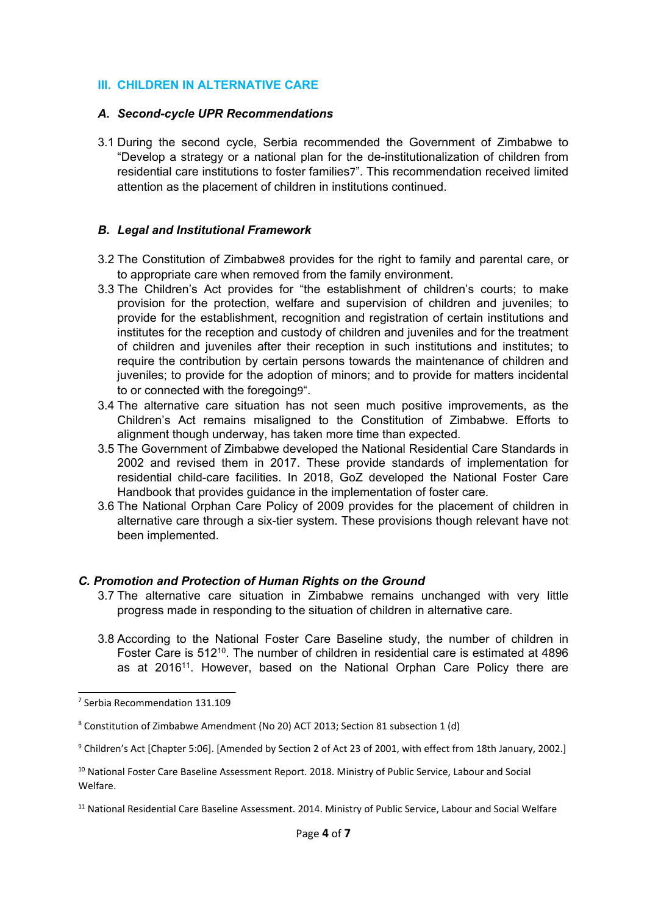## III. CHILDREN IN ALTERNATIVE CARE

### *A. Second-cycle UPR Recommendations*

3.1 During the second cycle, Serbia recommended the Government of Zimbabwe to "Develop a strategy or a national plan for the de-institutionalization of children from residential care institutions to foster families[7]". This recommendation received limited attention as the placement of children in institutions continued.

### *B. Legal and Institutional Framework*

3.2 The Constitution of Zimbabwe[8] provides for the right to family and parental care, or to appropriate care when removed from the family environment.

3.3 The Children's Act provides for "the establishment of children's courts; to make provision for the protection, welfare and supervision of children and juveniles; to provide for the establishment, recognition and registration of certain institutions and institutes for the reception and custody of children and juveniles and for the treatment of children and juveniles after their reception in such institutions and institutes; to require the contribution by certain persons towards the maintenance of children and juveniles; to provide for the adoption of minors; and to provide for matters incidental to or connected with the foregoing[9]".

3.4 The alternative care situation has not seen much positive improvements, as the Children's Act remains misaligned to the Constitution of Zimbabwe. Efforts to alignment though underway, has taken more time than expected.

3.5 The Government of Zimbabwe developed the National Residential Care Standards in 2002 and revised them in 2017. These provide standards of implementation for residential child-care facilities. In 2018, GoZ developed the National Foster Care Handbook that provides guidance in the implementation of foster care.

3.6 The National Orphan Care Policy of 2009 provides for the placement of children in alternative care through a six-tier system. These provisions though relevant have not been implemented.

### *C. Promotion and Protection of Human Rights on the Ground*

3.7 The alternative care situation in Zimbabwe remains unchanged with very little progress made in responding to the situation of children in alternative care.

3.8 According to the National Foster Care Baseline study, the number of children in Foster Care is 512[10]. The number of children in residential care is estimated at 4896 as at 2016[11]. However, based on the National Orphan Care Policy there are

---

[7] Serbia Recommendation 131.109

[8] Constitution of Zimbabwe Amendment (No 20) ACT 2013; Section 81 subsection 1 (d)

[9] Children's Act [Chapter 5:06]. [Amended by Section 2 of Act 23 of 2001, with effect from 18th January, 2002.]

[10] National Foster Care Baseline Assessment Report. 2018. Ministry of Public Service, Labour and Social Welfare.

[11] National Residential Care Baseline Assessment. 2014. Ministry of Public Service, Labour and Social Welfare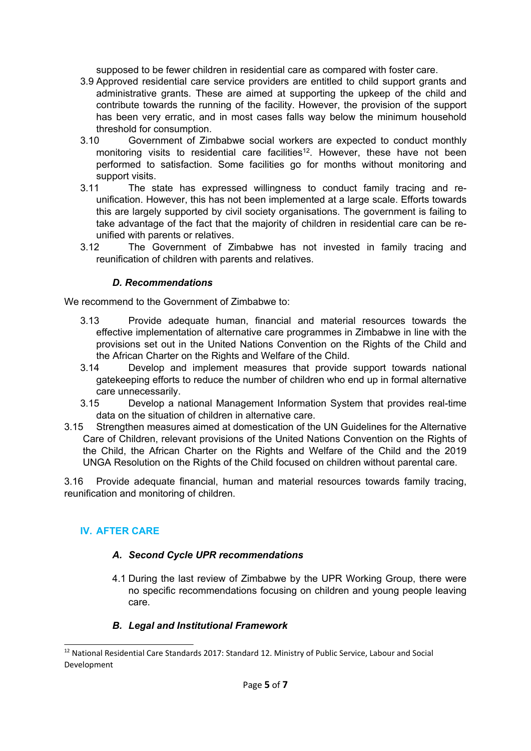supposed to be fewer children in residential care as compared with foster care.

3.9 Approved residential care service providers are entitled to child support grants and administrative grants. These are aimed at supporting the upkeep of the child and contribute towards the running of the facility. However, the provision of the support has been very erratic, and in most cases falls way below the minimum household threshold for consumption.

3.10 Government of Zimbabwe social workers are expected to conduct monthly monitoring visits to residential care facilities[12]. However, these have not been performed to satisfaction. Some facilities go for months without monitoring and support visits.

3.11 The state has expressed willingness to conduct family tracing and re-unification. However, this has not been implemented at a large scale. Efforts towards this are largely supported by civil society organisations. The government is failing to take advantage of the fact that the majority of children in residential care can be re-unified with parents or relatives.

3.12 The Government of Zimbabwe has not invested in family tracing and reunification of children with parents and relatives.

### *D. Recommendations*

We recommend to the Government of Zimbabwe to:

3.13 Provide adequate human, financial and material resources towards the effective implementation of alternative care programmes in Zimbabwe in line with the provisions set out in the United Nations Convention on the Rights of the Child and the African Charter on the Rights and Welfare of the Child.

3.14 Develop and implement measures that provide support towards national gatekeeping efforts to reduce the number of children who end up in formal alternative care unnecessarily.

3.15 Develop a national Management Information System that provides real-time data on the situation of children in alternative care.

3.15 Strengthen measures aimed at domestication of the UN Guidelines for the Alternative Care of Children, relevant provisions of the United Nations Convention on the Rights of the Child, the African Charter on the Rights and Welfare of the Child and the 2019 UNGA Resolution on the Rights of the Child focused on children without parental care.

3.16 Provide adequate financial, human and material resources towards family tracing, reunification and monitoring of children.

## IV. AFTER CARE

### *A. Second Cycle UPR recommendations*

4.1 During the last review of Zimbabwe by the UPR Working Group, there were no specific recommendations focusing on children and young people leaving care.

### *B. Legal and Institutional Framework*

---

[12] National Residential Care Standards 2017: Standard 12. Ministry of Public Service, Labour and Social Development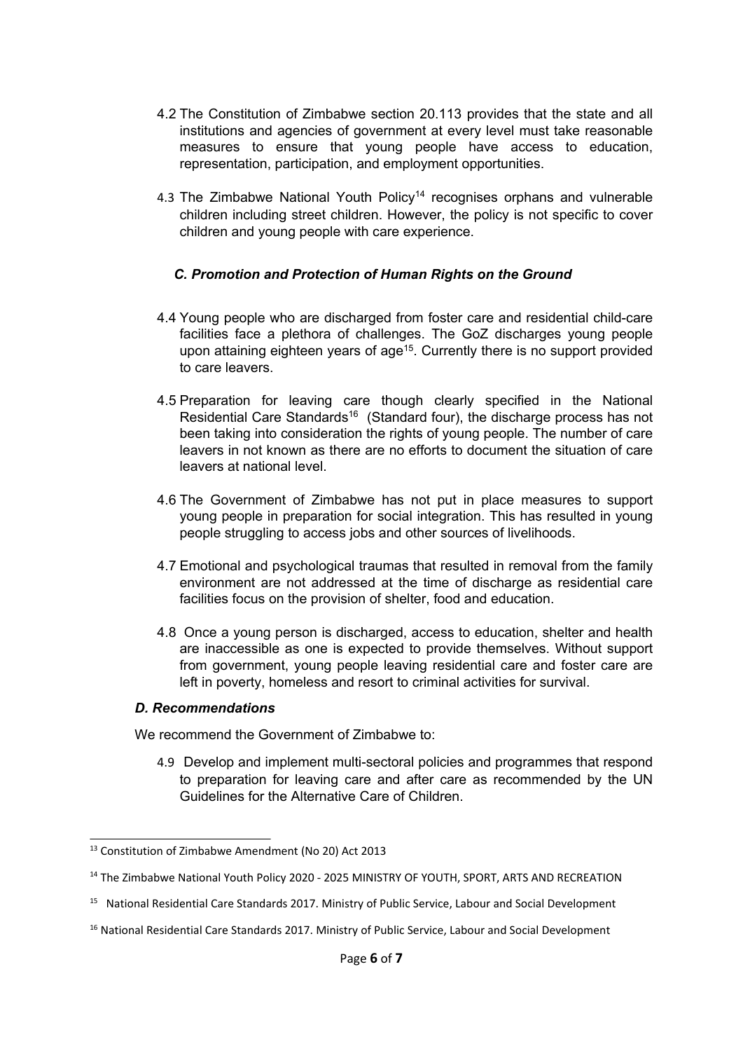4.2 The Constitution of Zimbabwe section 20.113 provides that the state and all institutions and agencies of government at every level must take reasonable measures to ensure that young people have access to education, representation, participation, and employment opportunities.

4.3 The Zimbabwe National Youth Policy[14] recognises orphans and vulnerable children including street children. However, the policy is not specific to cover children and young people with care experience.

### *C. Promotion and Protection of Human Rights on the Ground*

4.4 Young people who are discharged from foster care and residential child-care facilities face a plethora of challenges. The GoZ discharges young people upon attaining eighteen years of age[15]. Currently there is no support provided to care leavers.

4.5 Preparation for leaving care though clearly specified in the National Residential Care Standards[16] (Standard four), the discharge process has not been taking into consideration the rights of young people. The number of care leavers in not known as there are no efforts to document the situation of care leavers at national level.

4.6 The Government of Zimbabwe has not put in place measures to support young people in preparation for social integration. This has resulted in young people struggling to access jobs and other sources of livelihoods.

4.7 Emotional and psychological traumas that resulted in removal from the family environment are not addressed at the time of discharge as residential care facilities focus on the provision of shelter, food and education.

4.8 Once a young person is discharged, access to education, shelter and health are inaccessible as one is expected to provide themselves. Without support from government, young people leaving residential care and foster care are left in poverty, homeless and resort to criminal activities for survival.

### *D. Recommendations*

We recommend the Government of Zimbabwe to:

4.9 Develop and implement multi-sectoral policies and programmes that respond to preparation for leaving care and after care as recommended by the UN Guidelines for the Alternative Care of Children.

---

[13] Constitution of Zimbabwe Amendment (No 20) Act 2013

[14] The Zimbabwe National Youth Policy 2020 - 2025 MINISTRY OF YOUTH, SPORT, ARTS AND RECREATION

[15] National Residential Care Standards 2017. Ministry of Public Service, Labour and Social Development

[16] National Residential Care Standards 2017. Ministry of Public Service, Labour and Social Development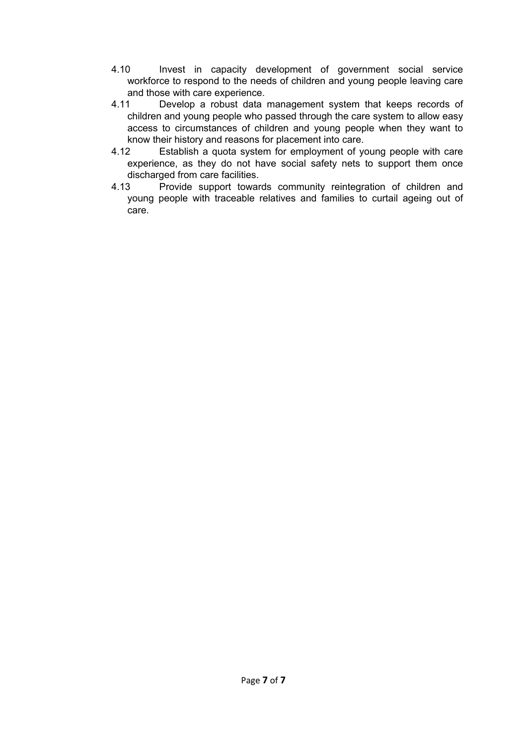4.10 Invest in capacity development of government social service workforce to respond to the needs of children and young people leaving care and those with care experience.

4.11 Develop a robust data management system that keeps records of children and young people who passed through the care system to allow easy access to circumstances of children and young people when they want to know their history and reasons for placement into care.

4.12 Establish a quota system for employment of young people with care experience, as they do not have social safety nets to support them once discharged from care facilities.

4.13 Provide support towards community reintegration of children and young people with traceable relatives and families to curtail ageing out of care.